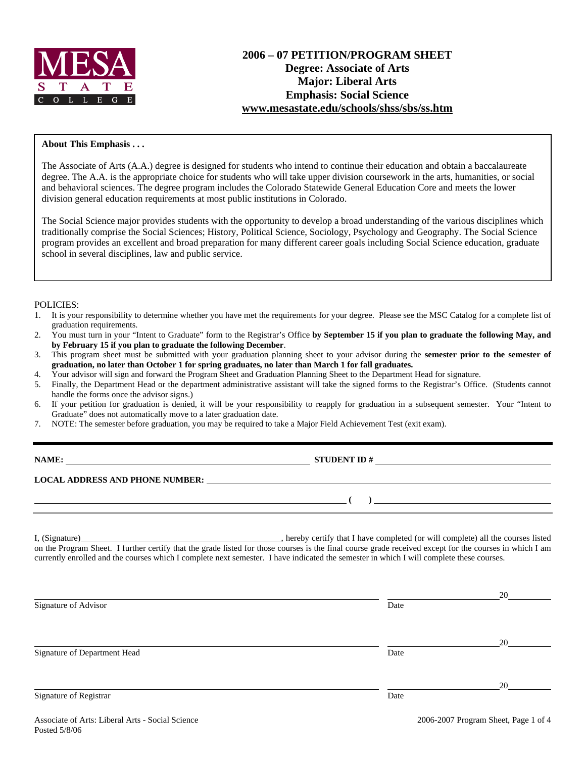MESA STATE COLLEGE

# 2006 – 07 PETITION/PROGRAM SHEET
## Degree: Associate of Arts
## Major: Liberal Arts
## Emphasis: Social Science
## www.mesastate.edu/schools/shss/sbs/ss.htm

**About This Emphasis . . .**

The Associate of Arts (A.A.) degree is designed for students who intend to continue their education and obtain a baccalaureate degree. The A.A. is the appropriate choice for students who will take upper division coursework in the arts, humanities, or social and behavioral sciences. The degree program includes the Colorado Statewide General Education Core and meets the lower division general education requirements at most public institutions in Colorado.

The Social Science major provides students with the opportunity to develop a broad understanding of the various disciplines which traditionally comprise the Social Sciences; History, Political Science, Sociology, Psychology and Geography. The Social Science program provides an excellent and broad preparation for many different career goals including Social Science education, graduate school in several disciplines, law and public service.

POLICIES:

1. It is your responsibility to determine whether you have met the requirements for your degree. Please see the MSC Catalog for a complete list of graduation requirements.
2. You must turn in your "Intent to Graduate" form to the Registrar's Office **by September 15 if you plan to graduate the following May, and by February 15 if you plan to graduate the following December**.
3. This program sheet must be submitted with your graduation planning sheet to your advisor during the **semester prior to the semester of graduation, no later than October 1 for spring graduates, no later than March 1 for fall graduates.**
4. Your advisor will sign and forward the Program Sheet and Graduation Planning Sheet to the Department Head for signature.
5. Finally, the Department Head or the department administrative assistant will take the signed forms to the Registrar's Office. (Students cannot handle the forms once the advisor signs.)
6. If your petition for graduation is denied, it will be your responsibility to reapply for graduation in a subsequent semester. Your "Intent to Graduate" does not automatically move to a later graduation date.
7. NOTE: The semester before graduation, you may be required to take a Major Field Achievement Test (exit exam).

---

**NAME:** ______________________________ **STUDENT ID #** ______________________________

**LOCAL ADDRESS AND PHONE NUMBER:** ______________________________

______________________________ **( )** ______________________________

---

I, (Signature)______________________________, hereby certify that I have completed (or will complete) all the courses listed on the Program Sheet. I further certify that the grade listed for those courses is the final course grade received except for the courses in which I am currently enrolled and the courses which I complete next semester. I have indicated the semester in which I will complete these courses.

______________________________ ______________20______
Signature of Advisor Date

______________________________ ______________20______
Signature of Department Head Date

______________________________ ______________20______
Signature of Registrar Date

Associate of Arts: Liberal Arts - Social Science
Posted 5/8/06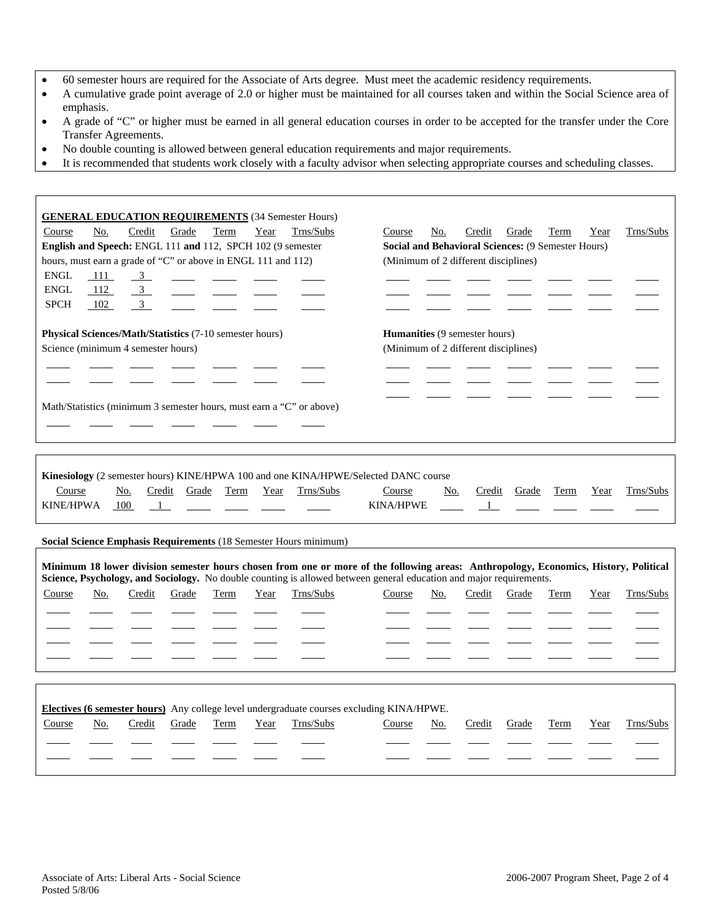- 60 semester hours are required for the Associate of Arts degree. Must meet the academic residency requirements.
- A cumulative grade point average of 2.0 or higher must be maintained for all courses taken and within the Social Science area of emphasis.
- A grade of "C" or higher must be earned in all general education courses in order to be accepted for the transfer under the Core Transfer Agreements.
- No double counting is allowed between general education requirements and major requirements.
- It is recommended that students work closely with a faculty advisor when selecting appropriate courses and scheduling classes.

**GENERAL EDUCATION REQUIREMENTS** (34 Semester Hours)

**English and Speech:** ENGL 111 **and** 112, SPCH 102 (9 semester hours, must earn a grade of "C" or above in ENGL 111 and 112)

| Course | No. | Credit | Grade | Term | Year | Trns/Subs |
|---|---|---|---|---|---|---|
| ENGL | 111 | 3 | | | | |
| ENGL | 112 | 3 | | | | |
| SPCH | 102 | 3 | | | | |

**Physical Sciences/Math/Statistics** (7-10 semester hours)

Science (minimum 4 semester hours)

| Course | No. | Credit | Grade | Term | Year | Trns/Subs |
|---|---|---|---|---|---|---|
| | | | | | | |
| | | | | | | |

Math/Statistics (minimum 3 semester hours, must earn a "C" or above)

| Course | No. | Credit | Grade | Term | Year | Trns/Subs |
|---|---|---|---|---|---|---|
| | | | | | | |

**Social and Behavioral Sciences:** (9 Semester Hours)
(Minimum of 2 different disciplines)

| Course | No. | Credit | Grade | Term | Year | Trns/Subs |
|---|---|---|---|---|---|---|
| | | | | | | |
| | | | | | | |

**Humanities** (9 semester hours)
(Minimum of 2 different disciplines)

| Course | No. | Credit | Grade | Term | Year | Trns/Subs |
|---|---|---|---|---|---|---|
| | | | | | | |
| | | | | | | |
| | | | | | | |

**Kinesiology** (2 semester hours) KINE/HPWA 100 and one KINA/HPWE/Selected DANC course

| Course | No. | Credit | Grade | Term | Year | Trns/Subs | Course | No. | Credit | Grade | Term | Year | Trns/Subs |
|---|---|---|---|---|---|---|---|---|---|---|---|---|---|
| KINE/HPWA | 100 | 1 | | | | | KINA/HPWE | | 1 | | | | |

**Social Science Emphasis Requirements** (18 Semester Hours minimum)

**Minimum 18 lower division semester hours chosen from one or more of the following areas: Anthropology, Economics, History, Political Science, Psychology, and Sociology.** No double counting is allowed between general education and major requirements.

| Course | No. | Credit | Grade | Term | Year | Trns/Subs | Course | No. | Credit | Grade | Term | Year | Trns/Subs |
|---|---|---|---|---|---|---|---|---|---|---|---|---|---|
| | | | | | | | | | | | | | |
| | | | | | | | | | | | | | |
| | | | | | | | | | | | | | |
| | | | | | | | | | | | | | |

**Electives (6 semester hours)** Any college level undergraduate courses excluding KINA/HPWE.

| Course | No. | Credit | Grade | Term | Year | Trns/Subs | Course | No. | Credit | Grade | Term | Year | Trns/Subs |
|---|---|---|---|---|---|---|---|---|---|---|---|---|---|
| | | | | | | | | | | | | | |
| | | | | | | | | | | | | | |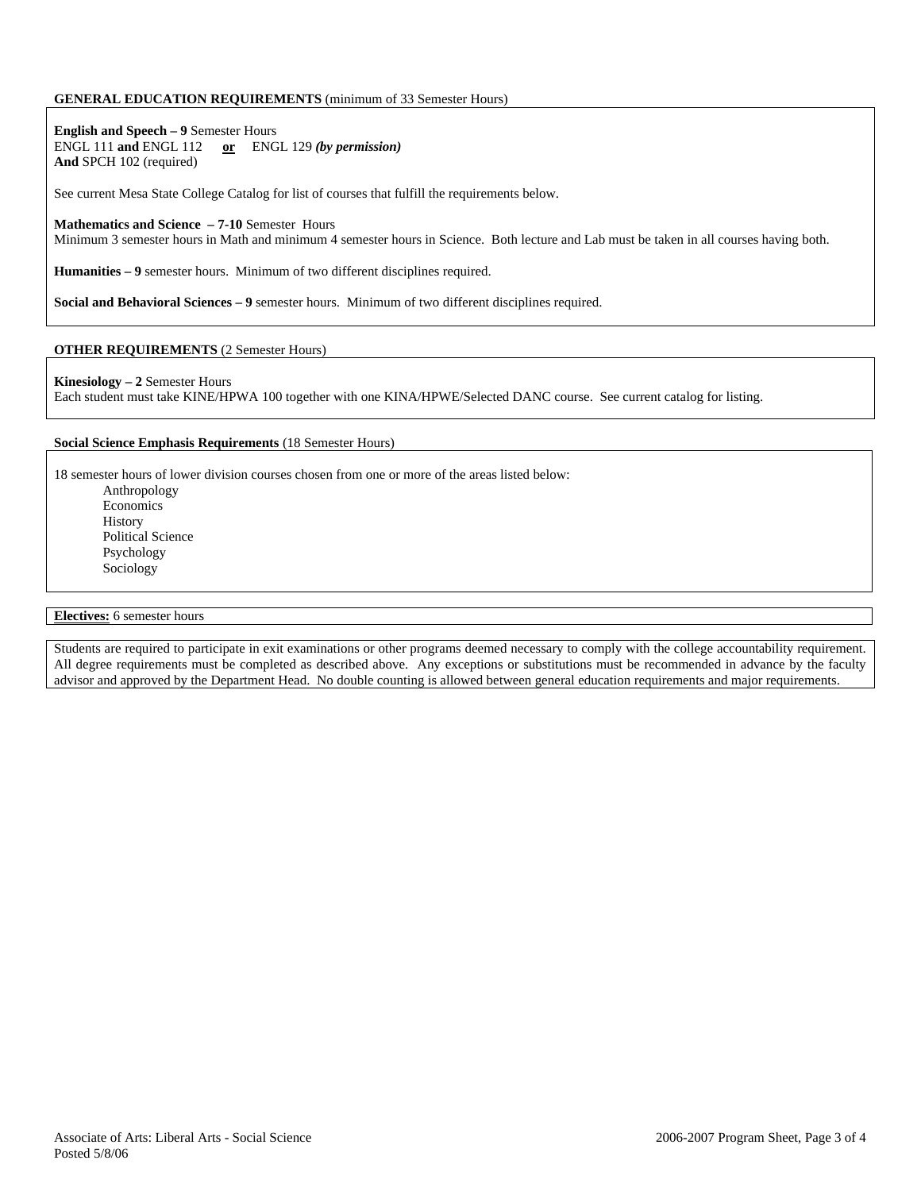**GENERAL EDUCATION REQUIREMENTS** (minimum of 33 Semester Hours)

**English and Speech – 9** Semester Hours
ENGL 111 **and** ENGL 112 **or** ENGL 129 ***(by permission)***
**And** SPCH 102 (required)

See current Mesa State College Catalog for list of courses that fulfill the requirements below.

**Mathematics and Science – 7-10** Semester Hours
Minimum 3 semester hours in Math and minimum 4 semester hours in Science. Both lecture and Lab must be taken in all courses having both.

**Humanities – 9** semester hours. Minimum of two different disciplines required.

**Social and Behavioral Sciences – 9** semester hours. Minimum of two different disciplines required.

**OTHER REQUIREMENTS** (2 Semester Hours)

**Kinesiology – 2** Semester Hours
Each student must take KINE/HPWA 100 together with one KINA/HPWE/Selected DANC course. See current catalog for listing.

**Social Science Emphasis Requirements** (18 Semester Hours)

18 semester hours of lower division courses chosen from one or more of the areas listed below:

- Anthropology
- Economics
- History
- Political Science
- Psychology
- Sociology

**Electives:** 6 semester hours

Students are required to participate in exit examinations or other programs deemed necessary to comply with the college accountability requirement. All degree requirements must be completed as described above. Any exceptions or substitutions must be recommended in advance by the faculty advisor and approved by the Department Head. No double counting is allowed between general education requirements and major requirements.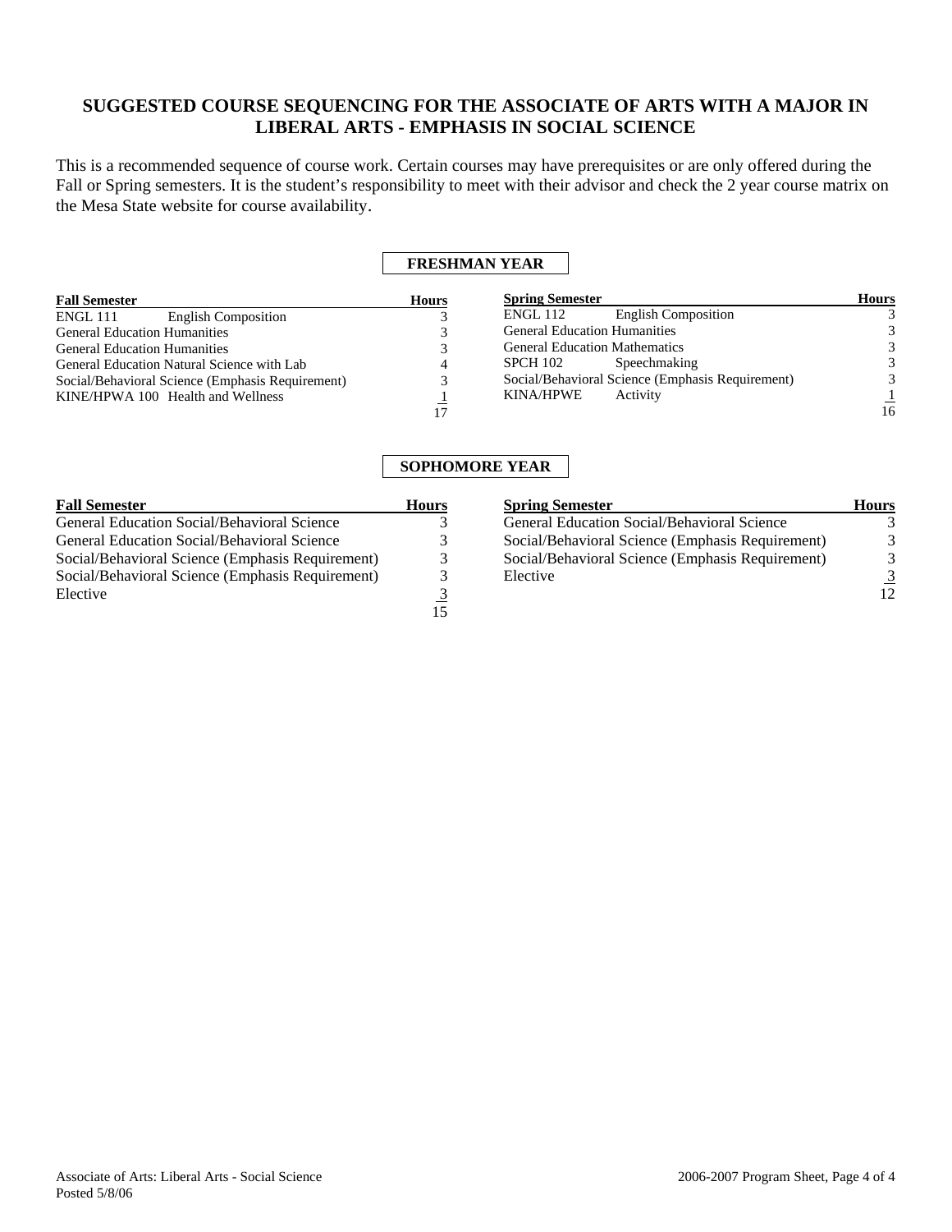## SUGGESTED COURSE SEQUENCING FOR THE ASSOCIATE OF ARTS WITH A MAJOR IN LIBERAL ARTS - EMPHASIS IN SOCIAL SCIENCE

This is a recommended sequence of course work. Certain courses may have prerequisites or are only offered during the Fall or Spring semesters. It is the student's responsibility to meet with their advisor and check the 2 year course matrix on the Mesa State website for course availability.

### FRESHMAN YEAR

| Fall Semester | Hours |
|---|---|
| ENGL 111 English Composition | 3 |
| General Education Humanities | 3 |
| General Education Humanities | 3 |
| General Education Natural Science with Lab | 4 |
| Social/Behavioral Science (Emphasis Requirement) | 3 |
| KINE/HPWA 100 Health and Wellness | 1 |
| | 17 |

| Spring Semester | Hours |
|---|---|
| ENGL 112 English Composition | 3 |
| General Education Humanities | 3 |
| General Education Mathematics | 3 |
| SPCH 102 Speechmaking | 3 |
| Social/Behavioral Science (Emphasis Requirement) | 3 |
| KINA/HPWE Activity | 1 |
| | 16 |

### SOPHOMORE YEAR

| Fall Semester | Hours |
|---|---|
| General Education Social/Behavioral Science | 3 |
| General Education Social/Behavioral Science | 3 |
| Social/Behavioral Science (Emphasis Requirement) | 3 |
| Social/Behavioral Science (Emphasis Requirement) | 3 |
| Elective | 3 |
| | 15 |

| Spring Semester | Hours |
|---|---|
| General Education Social/Behavioral Science | 3 |
| Social/Behavioral Science (Emphasis Requirement) | 3 |
| Social/Behavioral Science (Emphasis Requirement) | 3 |
| Elective | 3 |
| | 12 |